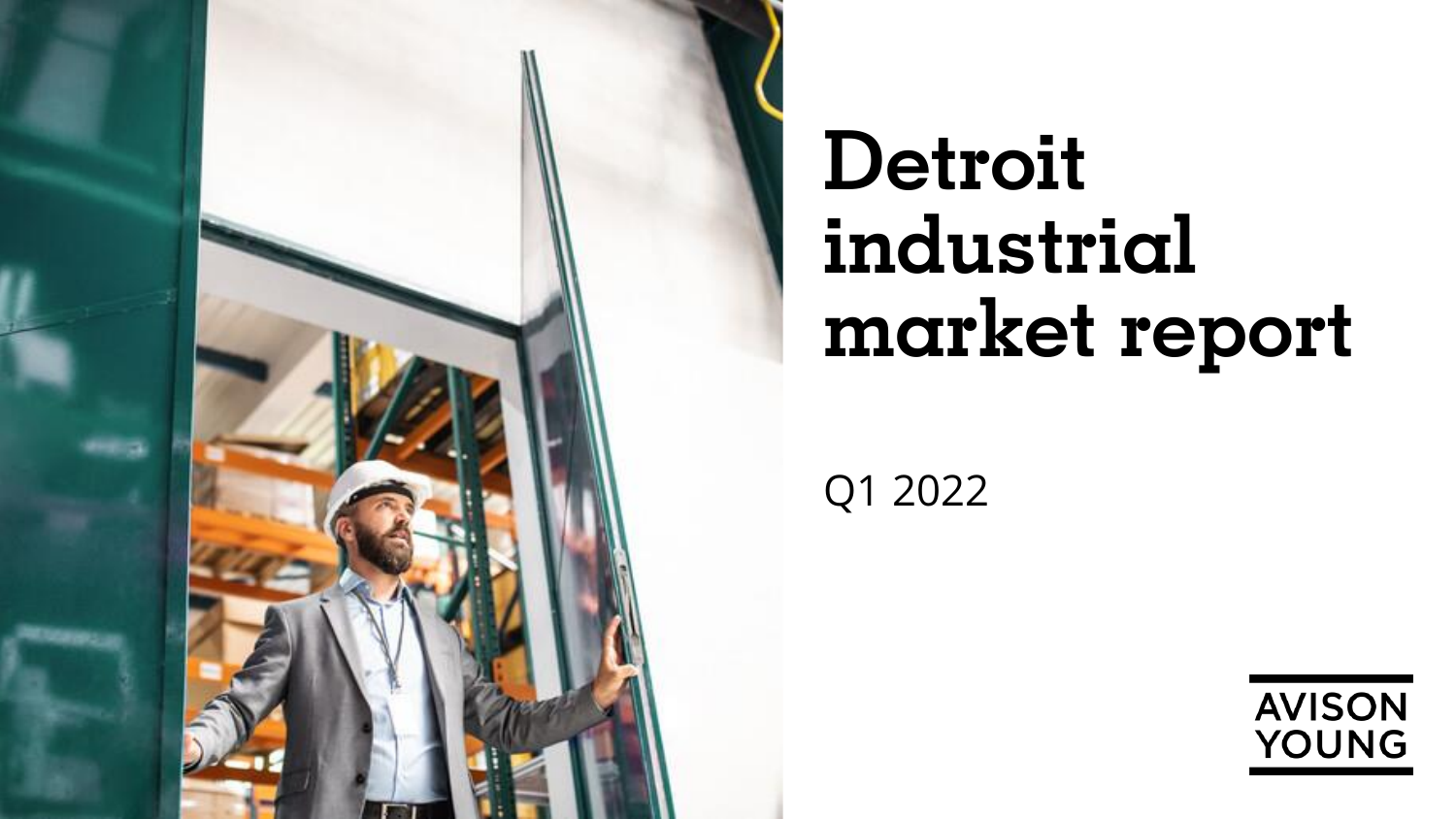# Detroit industrial market report

Q1 2022

AVISON YOUNG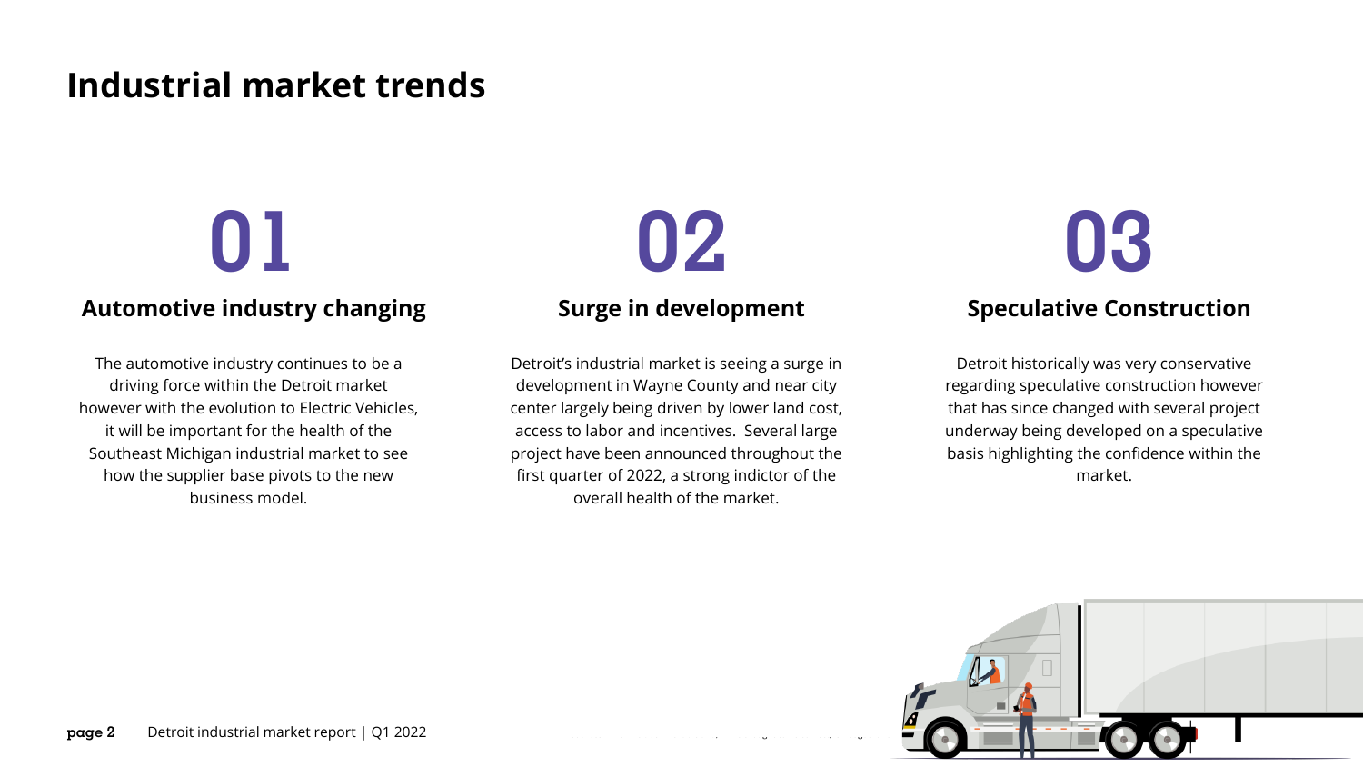# Industrial market trends

## 01

### Automotive industry changing

The automotive industry continues to be a driving force within the Detroit market however with the evolution to Electric Vehicles, it will be important for the health of the Southeast Michigan industrial market to see how the supplier base pivots to the new business model.

## 02

### Surge in development

Detroit's industrial market is seeing a surge in development in Wayne County and near city center largely being driven by lower land cost, access to labor and incentives. Several large project have been announced throughout the first quarter of 2022, a strong indictor of the overall health of the market.

## 03

### Speculative Construction

Detroit historically was very conservative regarding speculative construction however that has since changed with several project underway being developed on a speculative basis highlighting the confidence within the market.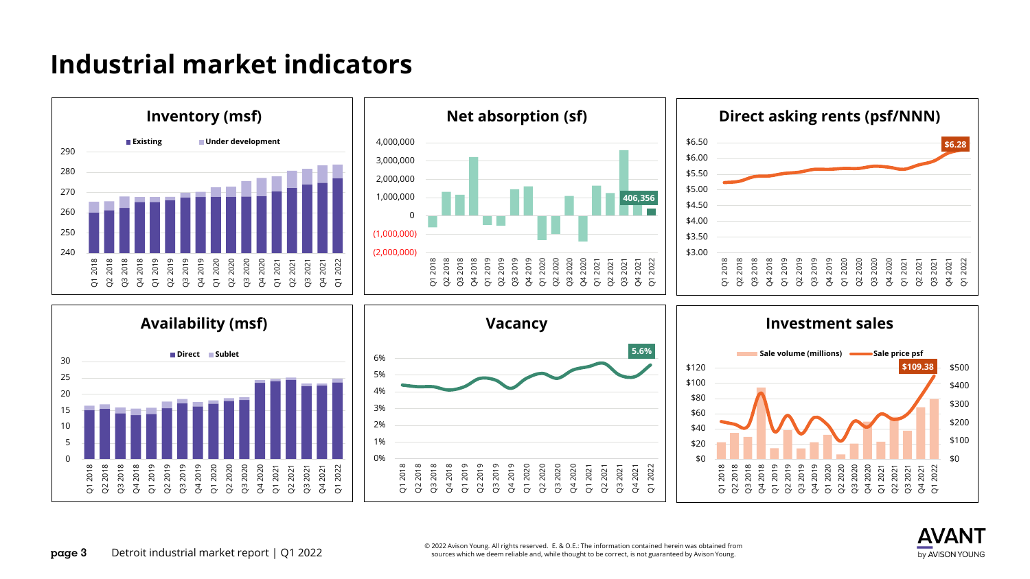# Industrial market indicators

## Inventory (msf)

Existing | Under development

## Net absorption (sf)

406,356

## Direct asking rents (psf/NNN)

$6.28

## Availability (msf)

Direct | Sublet

## Vacancy

5.6%

## Investment sales

Sale volume (millions) | Sale price psf

$109.38

© 2022 Avison Young. All rights reserved. E. & O.E.: The information contained herein was obtained from sources which we deem reliable and, while thought to be correct, is not guaranteed by Avison Young.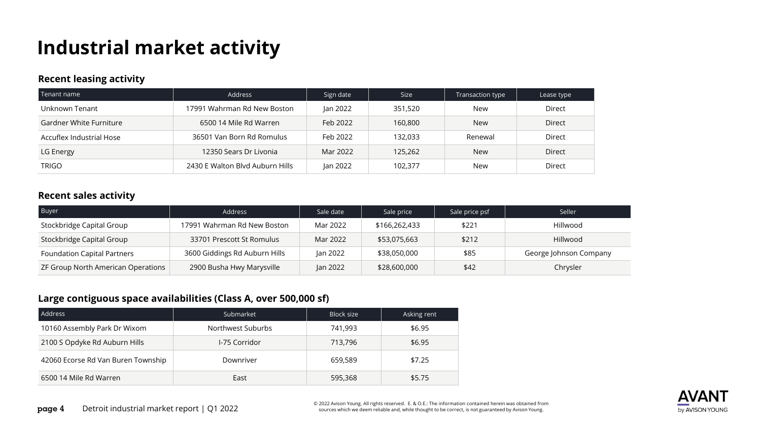# Industrial market activity

### Recent leasing activity

| Tenant name | Address | Sign date | Size | Transaction type | Lease type |
|---|---|---|---|---|---|
| Unknown Tenant | 17991 Wahrman Rd New Boston | Jan 2022 | 351,520 | New | Direct |
| Gardner White Furniture | 6500 14 Mile Rd Warren | Feb 2022 | 160,800 | New | Direct |
| Accuflex Industrial Hose | 36501 Van Born Rd Romulus | Feb 2022 | 132,033 | Renewal | Direct |
| LG Energy | 12350 Sears Dr Livonia | Mar 2022 | 125,262 | New | Direct |
| TRIGO | 2430 E Walton Blvd Auburn Hills | Jan 2022 | 102,377 | New | Direct |

### Recent sales activity

| Buyer | Address | Sale date | Sale price | Sale price psf | Seller |
|---|---|---|---|---|---|
| Stockbridge Capital Group | 17991 Wahrman Rd New Boston | Mar 2022 | $166,262,433 | $221 | Hillwood |
| Stockbridge Capital Group | 33701 Prescott St Romulus | Mar 2022 | $53,075,663 | $212 | Hillwood |
| Foundation Capital Partners | 3600 Giddings Rd Auburn Hills | Jan 2022 | $38,050,000 | $85 | George Johnson Company |
| ZF Group North American Operations | 2900 Busha Hwy Marysville | Jan 2022 | $28,600,000 | $42 | Chrysler |

### Large contiguous space availabilities (Class A, over 500,000 sf)

| Address | Submarket | Block size | Asking rent |
|---|---|---|---|
| 10160 Assembly Park Dr Wixom | Northwest Suburbs | 741,993 | $6.95 |
| 2100 S Opdyke Rd Auburn Hills | I-75 Corridor | 713,796 | $6.95 |
| 42060 Ecorse Rd Van Buren Township | Downriver | 659,589 | $7.25 |
| 6500 14 Mile Rd Warren | East | 595,368 | $5.75 |

© 2022 Avison Young. All rights reserved. E. & O.E.: The information contained herein was obtained from sources which we deem reliable and, while thought to be correct, is not guaranteed by Avison Young.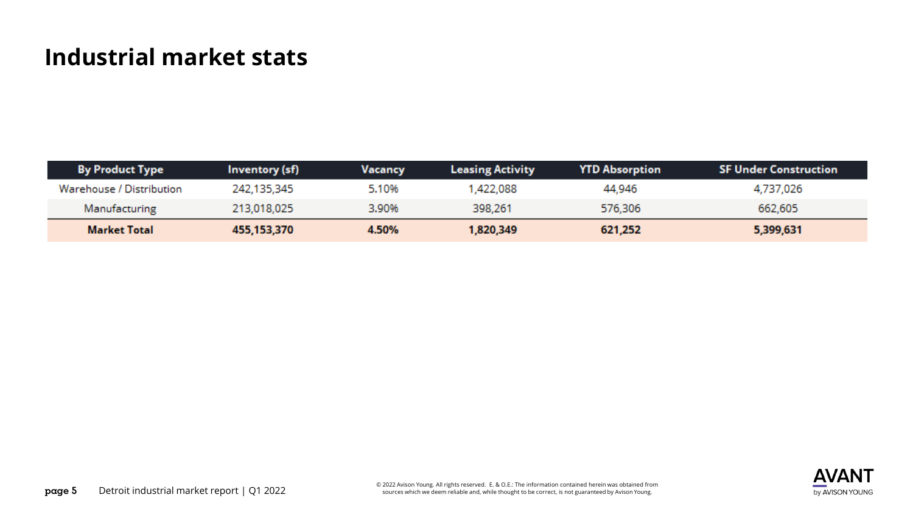# Industrial market stats

| By Product Type | Inventory (sf) | Vacancy | Leasing Activity | YTD Absorption | SF Under Construction |
|---|---|---|---|---|---|
| Warehouse / Distribution | 242,135,345 | 5.10% | 1,422,088 | 44,946 | 4,737,026 |
| Manufacturing | 213,018,025 | 3.90% | 398,261 | 576,306 | 662,605 |
| **Market Total** | **455,153,370** | **4.50%** | **1,820,349** | **621,252** | **5,399,631** |

© 2022 Avison Young. All rights reserved. E. & O.E.: The information contained herein was obtained from sources which we deem reliable and, while thought to be correct, is not guaranteed by Avison Young.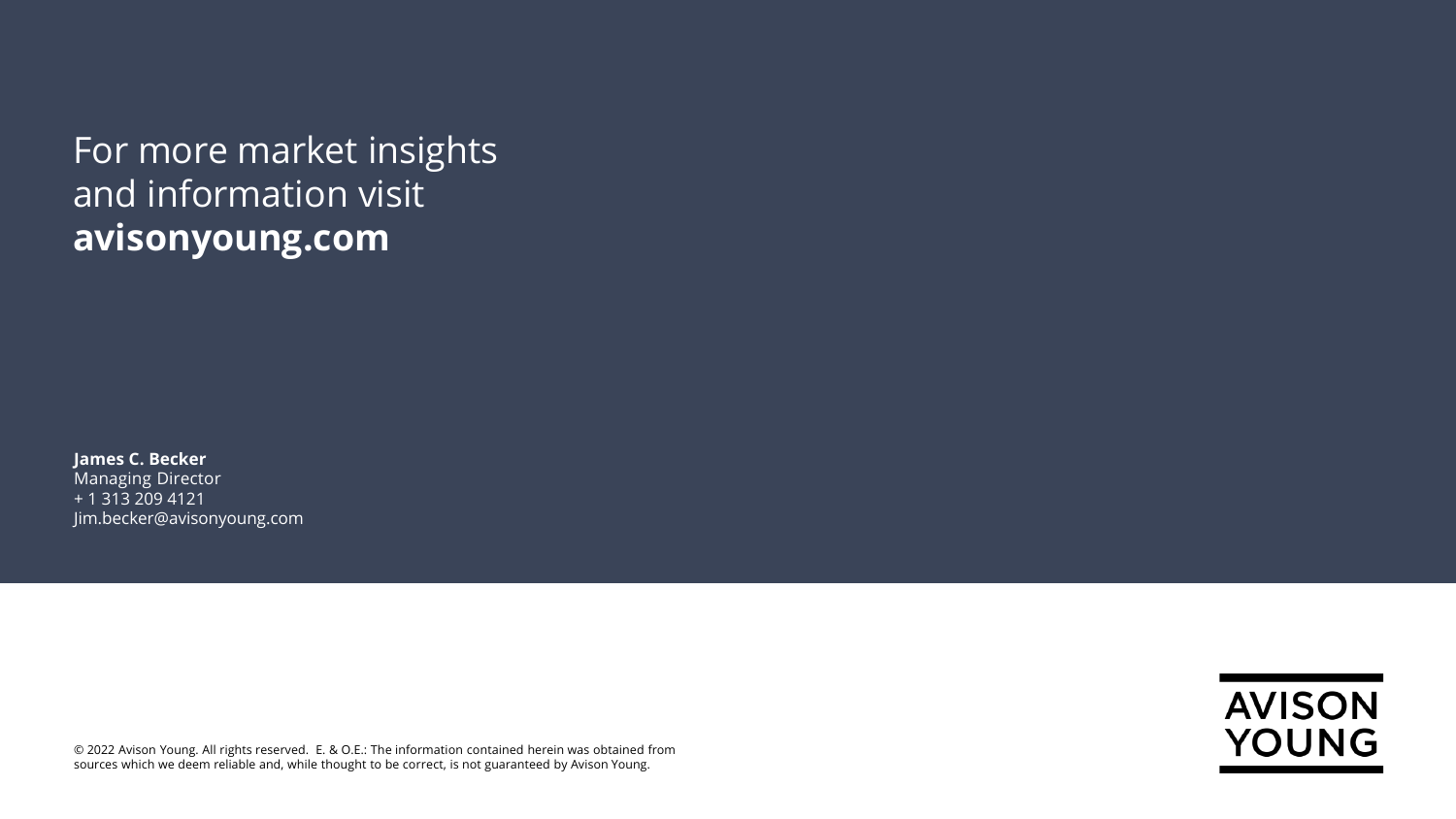For more market insights and information visit **avisonyoung.com**

**James C. Becker**
Managing Director
+ 1 313 209 4121
Jim.becker@avisonyoung.com

© 2022 Avison Young. All rights reserved. E. & O.E.: The information contained herein was obtained from sources which we deem reliable and, while thought to be correct, is not guaranteed by Avison Young.

AVISON YOUNG